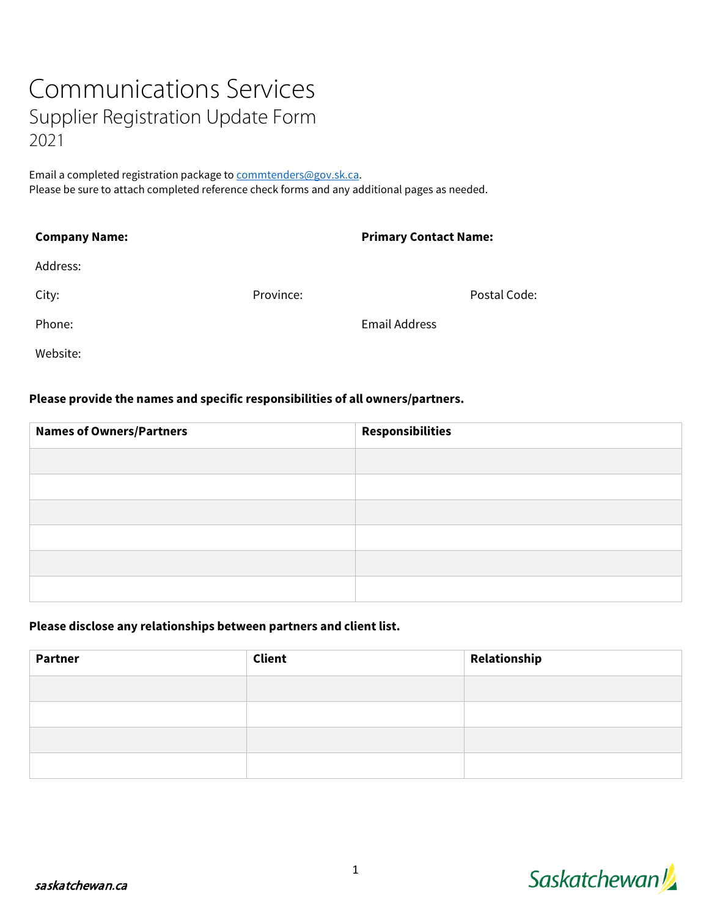# Communications Services

## Supplier Registration Update Form

2021

Email a completed registration package to commtenders@gov.sk.ca.
Please be sure to attach completed reference check forms and any additional pages as needed.

**Company Name:** **Primary Contact Name:**

Address:

City: Province: Postal Code:

Phone: Email Address

Website:

**Please provide the names and specific responsibilities of all owners/partners.**

| Names of Owners/Partners | Responsibilities |
|---|---|
| | |
| | |
| | |
| | |
| | |
| | |

**Please disclose any relationships between partners and client list.**

| Partner | Client | Relationship |
|---|---|---|
| | | |
| | | |
| | | |
| | | |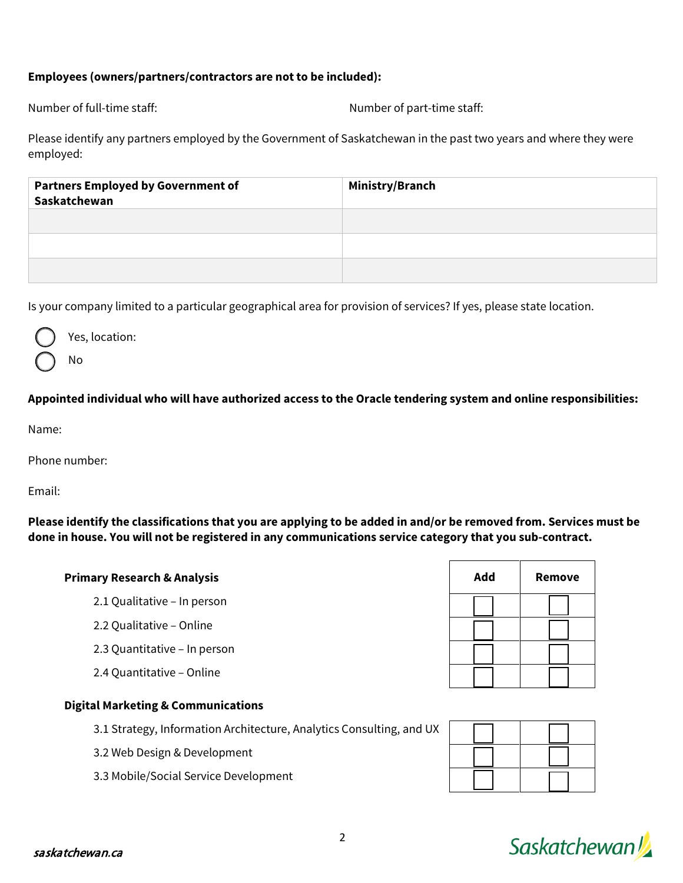**Employees (owners/partners/contractors are not to be included):**

Number of full-time staff: Number of part-time staff:

Please identify any partners employed by the Government of Saskatchewan in the past two years and where they were employed:

| Partners Employed by Government of Saskatchewan | Ministry/Branch |
|---|---|
| | |
| | |
| | |

Is your company limited to a particular geographical area for provision of services? If yes, please state location.

- ◯ Yes, location:
- ◯ No

**Appointed individual who will have authorized access to the Oracle tendering system and online responsibilities:**

Name:

Phone number:

Email:

**Please identify the classifications that you are applying to be added in and/or be removed from. Services must be done in house. You will not be registered in any communications service category that you sub-contract.**

| **Primary Research & Analysis** | **Add** | **Remove** |
|---|---|---|
| 2.1 Qualitative – In person | ☐ | ☐ |
| 2.2 Qualitative – Online | ☐ | ☐ |
| 2.3 Quantitative – In person | ☐ | ☐ |
| 2.4 Quantitative – Online | ☐ | ☐ |
| **Digital Marketing & Communications** | | |
| 3.1 Strategy, Information Architecture, Analytics Consulting, and UX | ☐ | ☐ |
| 3.2 Web Design & Development | ☐ | ☐ |
| 3.3 Mobile/Social Service Development | ☐ | ☐ |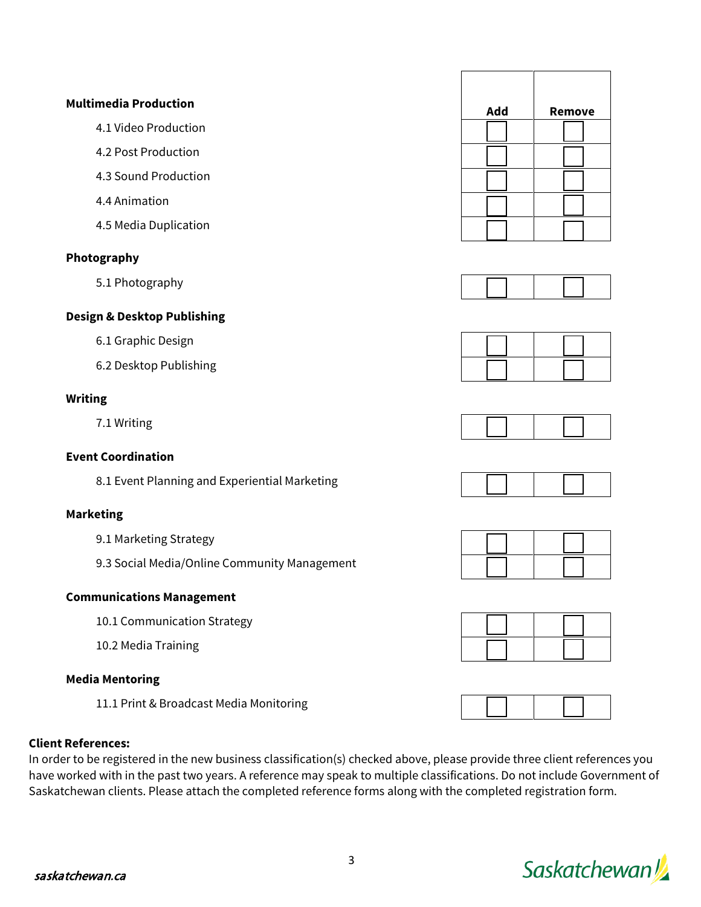| | Add | Remove |
|---|---|---|
| **Multimedia Production** | | |
| 4.1 Video Production | ☐ | ☐ |
| 4.2 Post Production | ☐ | ☐ |
| 4.3 Sound Production | ☐ | ☐ |
| 4.4 Animation | ☐ | ☐ |
| 4.5 Media Duplication | ☐ | ☐ |
| **Photography** | | |
| 5.1 Photography | ☐ | ☐ |
| **Design & Desktop Publishing** | | |
| 6.1 Graphic Design | ☐ | ☐ |
| 6.2 Desktop Publishing | ☐ | ☐ |
| **Writing** | | |
| 7.1 Writing | ☐ | ☐ |
| **Event Coordination** | | |
| 8.1 Event Planning and Experiential Marketing | ☐ | ☐ |
| **Marketing** | | |
| 9.1 Marketing Strategy | ☐ | ☐ |
| 9.3 Social Media/Online Community Management | ☐ | ☐ |
| **Communications Management** | | |
| 10.1 Communication Strategy | ☐ | ☐ |
| 10.2 Media Training | ☐ | ☐ |
| **Media Mentoring** | | |
| 11.1 Print & Broadcast Media Monitoring | ☐ | ☐ |

**Client References:**

In order to be registered in the new business classification(s) checked above, please provide three client references you have worked with in the past two years. A reference may speak to multiple classifications. Do not include Government of Saskatchewan clients. Please attach the completed reference forms along with the completed registration form.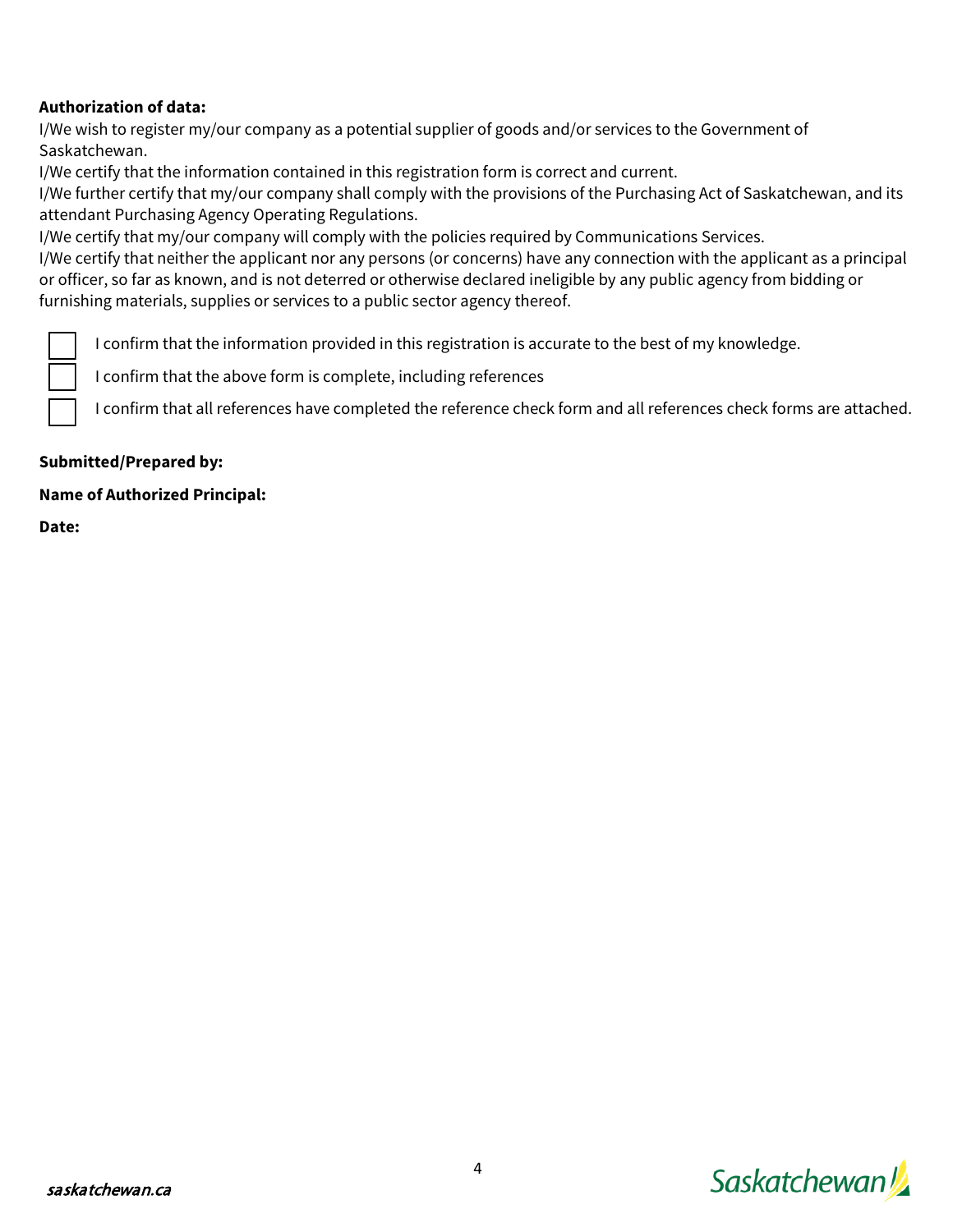**Authorization of data:**

I/We wish to register my/our company as a potential supplier of goods and/or services to the Government of Saskatchewan.

I/We certify that the information contained in this registration form is correct and current.

I/We further certify that my/our company shall comply with the provisions of the Purchasing Act of Saskatchewan, and its attendant Purchasing Agency Operating Regulations.

I/We certify that my/our company will comply with the policies required by Communications Services.

I/We certify that neither the applicant nor any persons (or concerns) have any connection with the applicant as a principal or officer, so far as known, and is not deterred or otherwise declared ineligible by any public agency from bidding or furnishing materials, supplies or services to a public sector agency thereof.

☐ I confirm that the information provided in this registration is accurate to the best of my knowledge.

☐ I confirm that the above form is complete, including references

☐ I confirm that all references have completed the reference check form and all references check forms are attached.

**Submitted/Prepared by:**

**Name of Authorized Principal:**

**Date:**